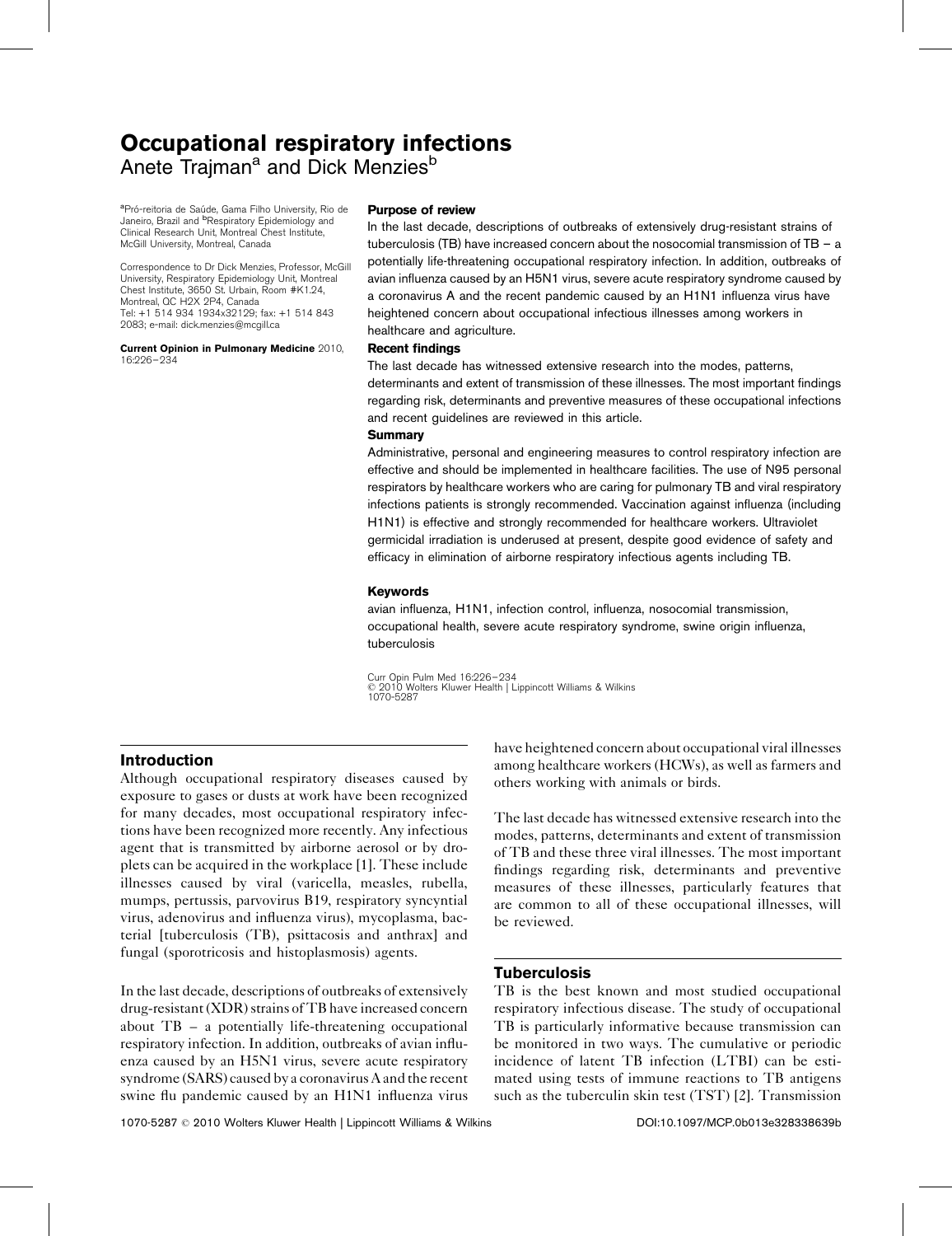# Occupational respiratory infections

Anete Trajman[a] and Dick Menzies[b]

[a]Pró-reitoria de Saúde, Gama Filho University, Rio de Janeiro, Brazil and [b]Respiratory Epidemiology and Clinical Research Unit, Montreal Chest Institute, McGill University, Montreal, Canada

Correspondence to Dr Dick Menzies, Professor, McGill University, Respiratory Epidemiology Unit, Montreal Chest Institute, 3650 St. Urbain, Room #K1.24, Montreal, QC H2X 2P4, Canada
Tel: +1 514 934 1934x32129; fax: +1 514 843 2083; e-mail: dick.menzies@mcgill.ca

**Current Opinion in Pulmonary Medicine** 2010, 16:226–234

### Purpose of review

In the last decade, descriptions of outbreaks of extensively drug-resistant strains of tuberculosis (TB) have increased concern about the nosocomial transmission of TB – a potentially life-threatening occupational respiratory infection. In addition, outbreaks of avian influenza caused by an H5N1 virus, severe acute respiratory syndrome caused by a coronavirus A and the recent pandemic caused by an H1N1 influenza virus have heightened concern about occupational infectious illnesses among workers in healthcare and agriculture.

### Recent findings

The last decade has witnessed extensive research into the modes, patterns, determinants and extent of transmission of these illnesses. The most important findings regarding risk, determinants and preventive measures of these occupational infections and recent guidelines are reviewed in this article.

### Summary

Administrative, personal and engineering measures to control respiratory infection are effective and should be implemented in healthcare facilities. The use of N95 personal respirators by healthcare workers who are caring for pulmonary TB and viral respiratory infections patients is strongly recommended. Vaccination against influenza (including H1N1) is effective and strongly recommended for healthcare workers. Ultraviolet germicidal irradiation is underused at present, despite good evidence of safety and efficacy in elimination of airborne respiratory infectious agents including TB.

### Keywords

avian influenza, H1N1, infection control, influenza, nosocomial transmission, occupational health, severe acute respiratory syndrome, swine origin influenza, tuberculosis

Curr Opin Pulm Med 16:226–234
© 2010 Wolters Kluwer Health | Lippincott Williams & Wilkins
1070-5287

## Introduction

Although occupational respiratory diseases caused by exposure to gases or dusts at work have been recognized for many decades, most occupational respiratory infections have been recognized more recently. Any infectious agent that is transmitted by airborne aerosol or by droplets can be acquired in the workplace [1]. These include illnesses caused by viral (varicella, measles, rubella, mumps, pertussis, parvovirus B19, respiratory syncytial virus, adenovirus and influenza virus), mycoplasma, bacterial [tuberculosis (TB), psittacosis and anthrax] and fungal (sporotricosis and histoplasmosis) agents.

In the last decade, descriptions of outbreaks of extensively drug-resistant (XDR) strains of TB have increased concern about TB – a potentially life-threatening occupational respiratory infection. In addition, outbreaks of avian influenza caused by an H5N1 virus, severe acute respiratory syndrome (SARS) caused by a coronavirus A and the recent swine flu pandemic caused by an H1N1 influenza virus have heightened concern about occupational viral illnesses among healthcare workers (HCWs), as well as farmers and others working with animals or birds.

The last decade has witnessed extensive research into the modes, patterns, determinants and extent of transmission of TB and these three viral illnesses. The most important findings regarding risk, determinants and preventive measures of these illnesses, particularly features that are common to all of these occupational illnesses, will be reviewed.

## Tuberculosis

TB is the best known and most studied occupational respiratory infectious disease. The study of occupational TB is particularly informative because transmission can be monitored in two ways. The cumulative or periodic incidence of latent TB infection (LTBI) can be estimated using tests of immune reactions to TB antigens such as the tuberculin skin test (TST) [2]. Transmission

1070-5287 © 2010 Wolters Kluwer Health | Lippincott Williams & Wilkins DOI:10.1097/MCP.0b013e328338639b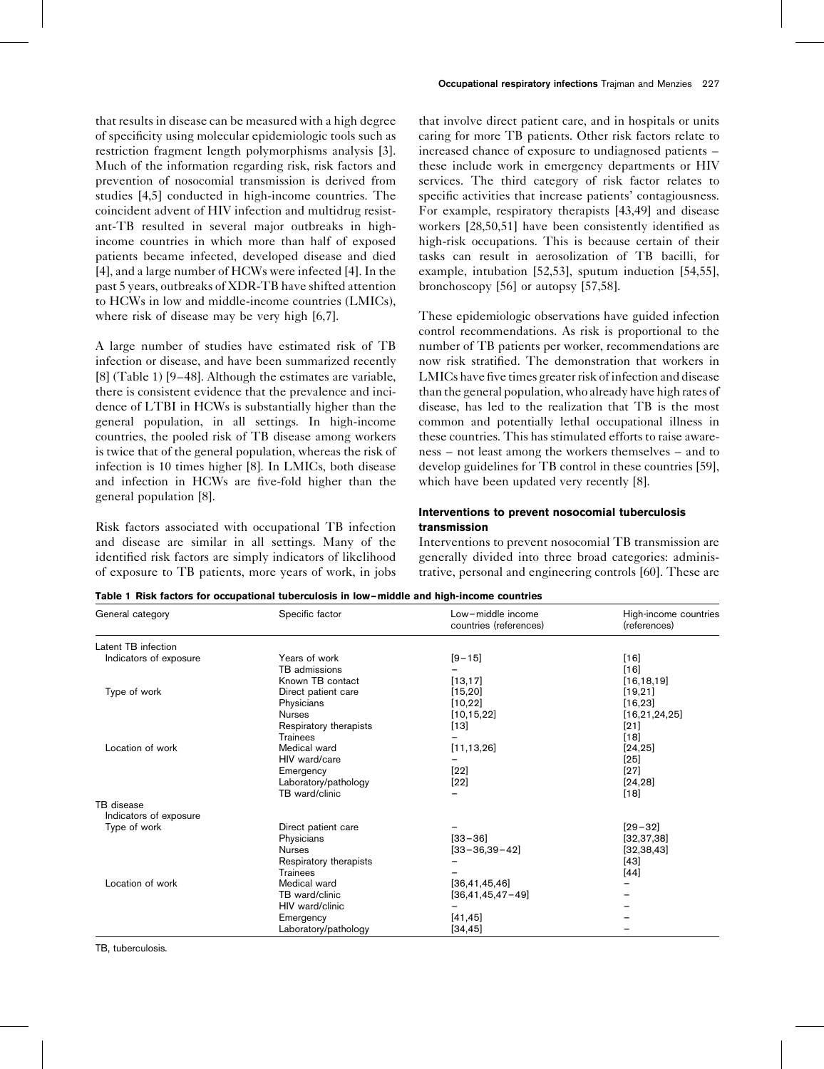that results in disease can be measured with a high degree of specificity using molecular epidemiologic tools such as restriction fragment length polymorphisms analysis [3]. Much of the information regarding risk, risk factors and prevention of nosocomial transmission is derived from studies [4,5] conducted in high-income countries. The coincident advent of HIV infection and multidrug resistant-TB resulted in several major outbreaks in high-income countries in which more than half of exposed patients became infected, developed disease and died [4], and a large number of HCWs were infected [4]. In the past 5 years, outbreaks of XDR-TB have shifted attention to HCWs in low and middle-income countries (LMICs), where risk of disease may be very high [6,7].

A large number of studies have estimated risk of TB infection or disease, and have been summarized recently [8] (Table 1) [9–48]. Although the estimates are variable, there is consistent evidence that the prevalence and incidence of LTBI in HCWs is substantially higher than the general population, in all settings. In high-income countries, the pooled risk of TB disease among workers is twice that of the general population, whereas the risk of infection is 10 times higher [8]. In LMICs, both disease and infection in HCWs are five-fold higher than the general population [8].

Risk factors associated with occupational TB infection and disease are similar in all settings. Many of the identified risk factors are simply indicators of likelihood of exposure to TB patients, more years of work, in jobs that involve direct patient care, and in hospitals or units caring for more TB patients. Other risk factors relate to increased chance of exposure to undiagnosed patients – these include work in emergency departments or HIV services. The third category of risk factor relates to specific activities that increase patients' contagiousness. For example, respiratory therapists [43,49] and disease workers [28,50,51] have been consistently identified as high-risk occupations. This is because certain of their tasks can result in aerosolization of TB bacilli, for example, intubation [52,53], sputum induction [54,55], bronchoscopy [56] or autopsy [57,58].

These epidemiologic observations have guided infection control recommendations. As risk is proportional to the number of TB patients per worker, recommendations are now risk stratified. The demonstration that workers in LMICs have five times greater risk of infection and disease than the general population, who already have high rates of disease, has led to the realization that TB is the most common and potentially lethal occupational illness in these countries. This has stimulated efforts to raise awareness – not least among the workers themselves – and to develop guidelines for TB control in these countries [59], which have been updated very recently [8].

## Interventions to prevent nosocomial tuberculosis transmission

Interventions to prevent nosocomial TB transmission are generally divided into three broad categories: administrative, personal and engineering controls [60]. These are

**Table 1 Risk factors for occupational tuberculosis in low–middle and high-income countries**

| General category | Specific factor | Low–middle income countries (references) | High-income countries (references) |
|---|---|---|---|
| Latent TB infection | | | |
| Indicators of exposure | Years of work | [9–15] | [16] |
| | TB admissions | – | [16] |
| | Known TB contact | [13,17] | [16,18,19] |
| Type of work | Direct patient care | [15,20] | [19,21] |
| | Physicians | [10,22] | [16,23] |
| | Nurses | [10,15,22] | [16,21,24,25] |
| | Respiratory therapists | [13] | [21] |
| | Trainees | – | [18] |
| Location of work | Medical ward | [11,13,26] | [24,25] |
| | HIV ward/care | – | [25] |
| | Emergency | [22] | [27] |
| | Laboratory/pathology | [22] | [24,28] |
| | TB ward/clinic | – | [18] |
| TB disease | | | |
| Indicators of exposure | | | |
| Type of work | Direct patient care | – | [29–32] |
| | Physicians | [33–36] | [32,37,38] |
| | Nurses | [33–36,39–42] | [32,38,43] |
| | Respiratory therapists | – | [43] |
| | Trainees | – | [44] |
| Location of work | Medical ward | [36,41,45,46] | – |
| | TB ward/clinic | [36,41,45,47–49] | – |
| | HIV ward/clinic | – | – |
| | Emergency | [41,45] | – |
| | Laboratory/pathology | [34,45] | – |

TB, tuberculosis.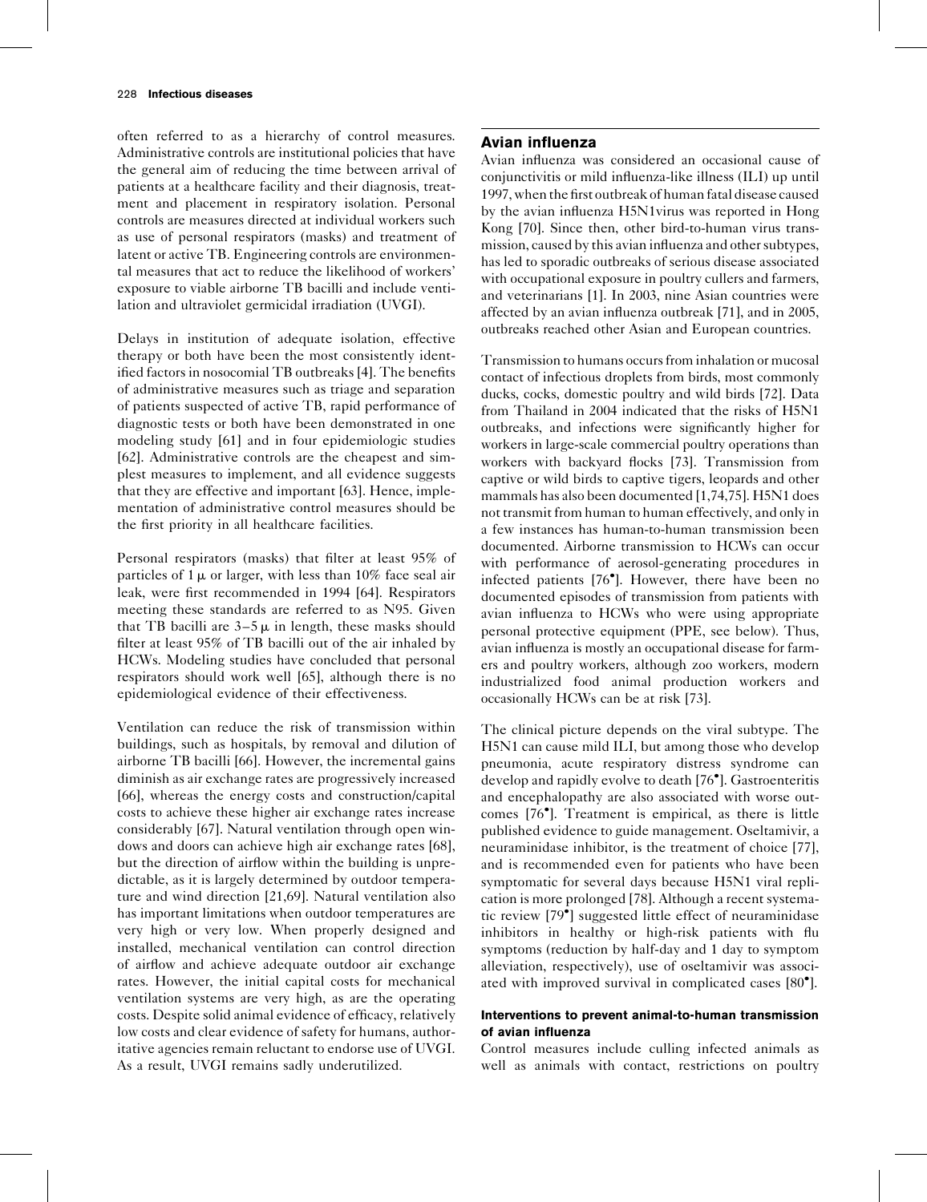often referred to as a hierarchy of control measures. Administrative controls are institutional policies that have the general aim of reducing the time between arrival of patients at a healthcare facility and their diagnosis, treatment and placement in respiratory isolation. Personal controls are measures directed at individual workers such as use of personal respirators (masks) and treatment of latent or active TB. Engineering controls are environmental measures that act to reduce the likelihood of workers' exposure to viable airborne TB bacilli and include ventilation and ultraviolet germicidal irradiation (UVGI).

Delays in institution of adequate isolation, effective therapy or both have been the most consistently identified factors in nosocomial TB outbreaks [4]. The benefits of administrative measures such as triage and separation of patients suspected of active TB, rapid performance of diagnostic tests or both have been demonstrated in one modeling study [61] and in four epidemiologic studies [62]. Administrative controls are the cheapest and simplest measures to implement, and all evidence suggests that they are effective and important [63]. Hence, implementation of administrative control measures should be the first priority in all healthcare facilities.

Personal respirators (masks) that filter at least 95% of particles of 1 μ or larger, with less than 10% face seal air leak, were first recommended in 1994 [64]. Respirators meeting these standards are referred to as N95. Given that TB bacilli are 3–5 μ in length, these masks should filter at least 95% of TB bacilli out of the air inhaled by HCWs. Modeling studies have concluded that personal respirators should work well [65], although there is no epidemiological evidence of their effectiveness.

Ventilation can reduce the risk of transmission within buildings, such as hospitals, by removal and dilution of airborne TB bacilli [66]. However, the incremental gains diminish as air exchange rates are progressively increased [66], whereas the energy costs and construction/capital costs to achieve these higher air exchange rates increase considerably [67]. Natural ventilation through open windows and doors can achieve high air exchange rates [68], but the direction of airflow within the building is unpredictable, as it is largely determined by outdoor temperature and wind direction [21,69]. Natural ventilation also has important limitations when outdoor temperatures are very high or very low. When properly designed and installed, mechanical ventilation can control direction of airflow and achieve adequate outdoor air exchange rates. However, the initial capital costs for mechanical ventilation systems are very high, as are the operating costs. Despite solid animal evidence of efficacy, relatively low costs and clear evidence of safety for humans, authoritative agencies remain reluctant to endorse use of UVGI. As a result, UVGI remains sadly underutilized.

## Avian influenza

Avian influenza was considered an occasional cause of conjunctivitis or mild influenza-like illness (ILI) up until 1997, when the first outbreak of human fatal disease caused by the avian influenza H5N1virus was reported in Hong Kong [70]. Since then, other bird-to-human virus transmission, caused by this avian influenza and other subtypes, has led to sporadic outbreaks of serious disease associated with occupational exposure in poultry cullers and farmers, and veterinarians [1]. In 2003, nine Asian countries were affected by an avian influenza outbreak [71], and in 2005, outbreaks reached other Asian and European countries.

Transmission to humans occurs from inhalation or mucosal contact of infectious droplets from birds, most commonly ducks, cocks, domestic poultry and wild birds [72]. Data from Thailand in 2004 indicated that the risks of H5N1 outbreaks, and infections were significantly higher for workers in large-scale commercial poultry operations than workers with backyard flocks [73]. Transmission from captive or wild birds to captive tigers, leopards and other mammals has also been documented [1,74,75]. H5N1 does not transmit from human to human effectively, and only in a few instances has human-to-human transmission been documented. Airborne transmission to HCWs can occur with performance of aerosol-generating procedures in infected patients [76•]. However, there have been no documented episodes of transmission from patients with avian influenza to HCWs who were using appropriate personal protective equipment (PPE, see below). Thus, avian influenza is mostly an occupational disease for farmers and poultry workers, although zoo workers, modern industrialized food animal production workers and occasionally HCWs can be at risk [73].

The clinical picture depends on the viral subtype. The H5N1 can cause mild ILI, but among those who develop pneumonia, acute respiratory distress syndrome can develop and rapidly evolve to death [76•]. Gastroenteritis and encephalopathy are also associated with worse outcomes [76•]. Treatment is empirical, as there is little published evidence to guide management. Oseltamivir, a neuraminidase inhibitor, is the treatment of choice [77], and is recommended even for patients who have been symptomatic for several days because H5N1 viral replication is more prolonged [78]. Although a recent systematic review [79•] suggested little effect of neuraminidase inhibitors in healthy or high-risk patients with flu symptoms (reduction by half-day and 1 day to symptom alleviation, respectively), use of oseltamivir was associated with improved survival in complicated cases [80•].

### Interventions to prevent animal-to-human transmission of avian influenza

Control measures include culling infected animals as well as animals with contact, restrictions on poultry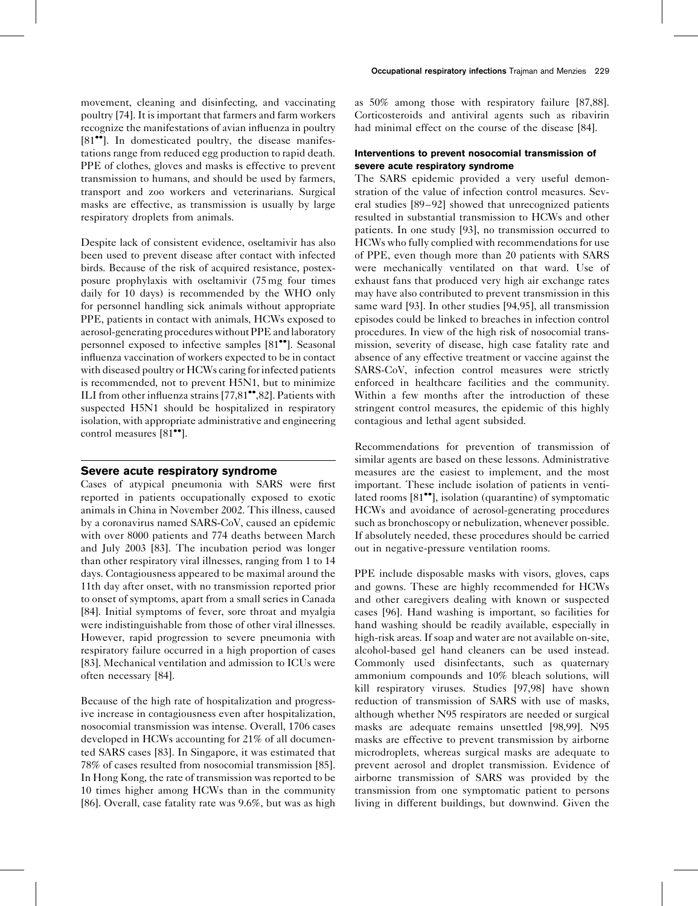movement, cleaning and disinfecting, and vaccinating poultry [74]. It is important that farmers and farm workers recognize the manifestations of avian influenza in poultry [81••]. In domesticated poultry, the disease manifestations range from reduced egg production to rapid death. PPE of clothes, gloves and masks is effective to prevent transmission to humans, and should be used by farmers, transport and zoo workers and veterinarians. Surgical masks are effective, as transmission is usually by large respiratory droplets from animals.

Despite lack of consistent evidence, oseltamivir has also been used to prevent disease after contact with infected birds. Because of the risk of acquired resistance, postexposure prophylaxis with oseltamivir (75 mg four times daily for 10 days) is recommended by the WHO only for personnel handling sick animals without appropriate PPE, patients in contact with animals, HCWs exposed to aerosol-generating procedures without PPE and laboratory personnel exposed to infective samples [81••]. Seasonal influenza vaccination of workers expected to be in contact with diseased poultry or HCWs caring for infected patients is recommended, not to prevent H5N1, but to minimize ILI from other influenza strains [77,81••,82]. Patients with suspected H5N1 should be hospitalized in respiratory isolation, with appropriate administrative and engineering control measures [81••].

## Severe acute respiratory syndrome

Cases of atypical pneumonia with SARS were first reported in patients occupationally exposed to exotic animals in China in November 2002. This illness, caused by a coronavirus named SARS-CoV, caused an epidemic with over 8000 patients and 774 deaths between March and July 2003 [83]. The incubation period was longer than other respiratory viral illnesses, ranging from 1 to 14 days. Contagiousness appeared to be maximal around the 11th day after onset, with no transmission reported prior to onset of symptoms, apart from a small series in Canada [84]. Initial symptoms of fever, sore throat and myalgia were indistinguishable from those of other viral illnesses. However, rapid progression to severe pneumonia with respiratory failure occurred in a high proportion of cases [83]. Mechanical ventilation and admission to ICUs were often necessary [84].

Because of the high rate of hospitalization and progressive increase in contagiousness even after hospitalization, nosocomial transmission was intense. Overall, 1706 cases developed in HCWs accounting for 21% of all documented SARS cases [83]. In Singapore, it was estimated that 78% of cases resulted from nosocomial transmission [85]. In Hong Kong, the rate of transmission was reported to be 10 times higher among HCWs than in the community [86]. Overall, case fatality rate was 9.6%, but was as high as 50% among those with respiratory failure [87,88]. Corticosteroids and antiviral agents such as ribavirin had minimal effect on the course of the disease [84].

### Interventions to prevent nosocomial transmission of severe acute respiratory syndrome

The SARS epidemic provided a very useful demonstration of the value of infection control measures. Several studies [89–92] showed that unrecognized patients resulted in substantial transmission to HCWs and other patients. In one study [93], no transmission occurred to HCWs who fully complied with recommendations for use of PPE, even though more than 20 patients with SARS were mechanically ventilated on that ward. Use of exhaust fans that produced very high air exchange rates may have also contributed to prevent transmission in this same ward [93]. In other studies [94,95], all transmission episodes could be linked to breaches in infection control procedures. In view of the high risk of nosocomial transmission, severity of disease, high case fatality rate and absence of any effective treatment or vaccine against the SARS-CoV, infection control measures were strictly enforced in healthcare facilities and the community. Within a few months after the introduction of these stringent control measures, the epidemic of this highly contagious and lethal agent subsided.

Recommendations for prevention of transmission of similar agents are based on these lessons. Administrative measures are the easiest to implement, and the most important. These include isolation of patients in ventilated rooms [81••], isolation (quarantine) of symptomatic HCWs and avoidance of aerosol-generating procedures such as bronchoscopy or nebulization, whenever possible. If absolutely needed, these procedures should be carried out in negative-pressure ventilation rooms.

PPE include disposable masks with visors, gloves, caps and gowns. These are highly recommended for HCWs and other caregivers dealing with known or suspected cases [96]. Hand washing is important, so facilities for hand washing should be readily available, especially in high-risk areas. If soap and water are not available on-site, alcohol-based gel hand cleaners can be used instead. Commonly used disinfectants, such as quaternary ammonium compounds and 10% bleach solutions, will kill respiratory viruses. Studies [97,98] have shown reduction of transmission of SARS with use of masks, although whether N95 respirators are needed or surgical masks are adequate remains unsettled [98,99]. N95 masks are effective to prevent transmission by airborne microdroplets, whereas surgical masks are adequate to prevent aerosol and droplet transmission. Evidence of airborne transmission of SARS was provided by the transmission from one symptomatic patient to persons living in different buildings, but downwind. Given the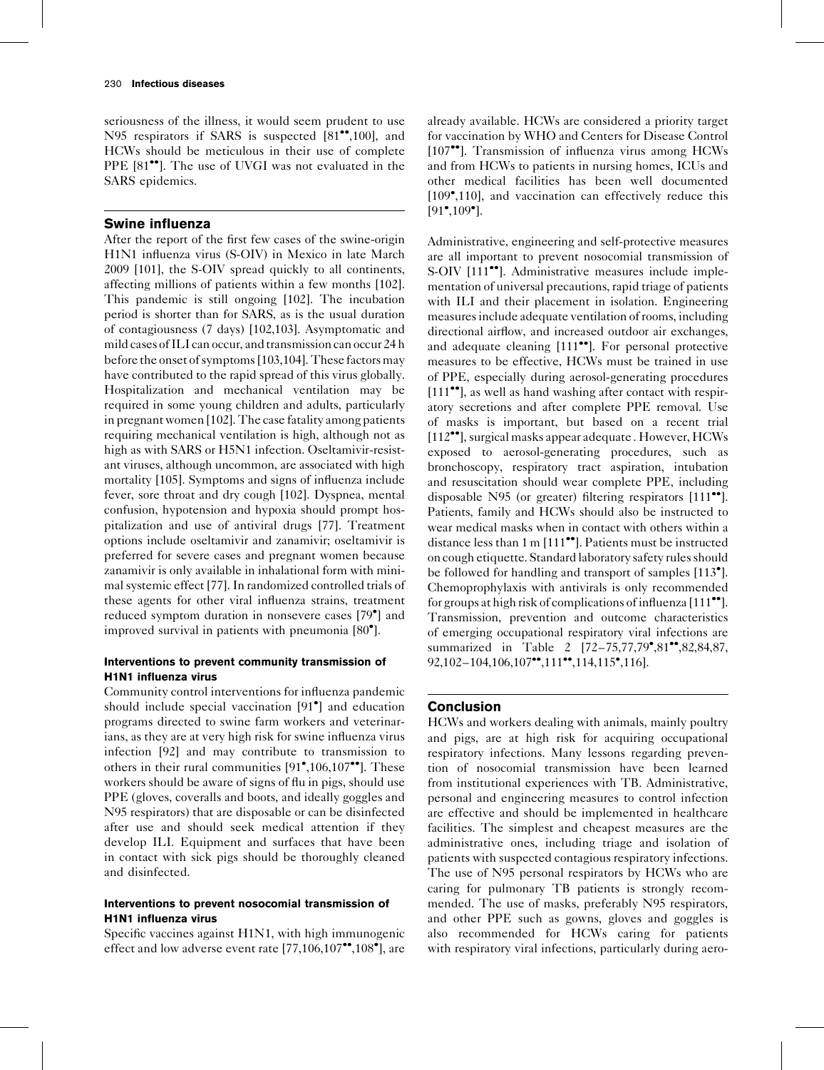seriousness of the illness, it would seem prudent to use N95 respirators if SARS is suspected [81••,100], and HCWs should be meticulous in their use of complete PPE [81••]. The use of UVGI was not evaluated in the SARS epidemics.

## Swine influenza

After the report of the first few cases of the swine-origin H1N1 influenza virus (S-OIV) in Mexico in late March 2009 [101], the S-OIV spread quickly to all continents, affecting millions of patients within a few months [102]. This pandemic is still ongoing [102]. The incubation period is shorter than for SARS, as is the usual duration of contagiousness (7 days) [102,103]. Asymptomatic and mild cases of ILI can occur, and transmission can occur 24 h before the onset of symptoms [103,104]. These factors may have contributed to the rapid spread of this virus globally. Hospitalization and mechanical ventilation may be required in some young children and adults, particularly in pregnant women [102]. The case fatality among patients requiring mechanical ventilation is high, although not as high as with SARS or H5N1 infection. Oseltamivir-resistant viruses, although uncommon, are associated with high mortality [105]. Symptoms and signs of influenza include fever, sore throat and dry cough [102]. Dyspnea, mental confusion, hypotension and hypoxia should prompt hospitalization and use of antiviral drugs [77]. Treatment options include oseltamivir and zanamivir; oseltamivir is preferred for severe cases and pregnant women because zanamivir is only available in inhalational form with minimal systemic effect [77]. In randomized controlled trials of these agents for other viral influenza strains, treatment reduced symptom duration in nonsevere cases [79•] and improved survival in patients with pneumonia [80•].

### Interventions to prevent community transmission of H1N1 influenza virus

Community control interventions for influenza pandemic should include special vaccination [91•] and education programs directed to swine farm workers and veterinarians, as they are at very high risk for swine influenza virus infection [92] and may contribute to transmission to others in their rural communities [91•,106,107••]. These workers should be aware of signs of flu in pigs, should use PPE (gloves, coveralls and boots, and ideally goggles and N95 respirators) that are disposable or can be disinfected after use and should seek medical attention if they develop ILI. Equipment and surfaces that have been in contact with sick pigs should be thoroughly cleaned and disinfected.

### Interventions to prevent nosocomial transmission of H1N1 influenza virus

Specific vaccines against H1N1, with high immunogenic effect and low adverse event rate [77,106,107••,108•], are already available. HCWs are considered a priority target for vaccination by WHO and Centers for Disease Control [107••]. Transmission of influenza virus among HCWs and from HCWs to patients in nursing homes, ICUs and other medical facilities has been well documented [109•,110], and vaccination can effectively reduce this [91•,109•].

Administrative, engineering and self-protective measures are all important to prevent nosocomial transmission of S-OIV [111••]. Administrative measures include implementation of universal precautions, rapid triage of patients with ILI and their placement in isolation. Engineering measures include adequate ventilation of rooms, including directional airflow, and increased outdoor air exchanges, and adequate cleaning [111••]. For personal protective measures to be effective, HCWs must be trained in use of PPE, especially during aerosol-generating procedures [111••], as well as hand washing after contact with respiratory secretions and after complete PPE removal. Use of masks is important, but based on a recent trial [112••], surgical masks appear adequate . However, HCWs exposed to aerosol-generating procedures, such as bronchoscopy, respiratory tract aspiration, intubation and resuscitation should wear complete PPE, including disposable N95 (or greater) filtering respirators [111••]. Patients, family and HCWs should also be instructed to wear medical masks when in contact with others within a distance less than 1 m [111••]. Patients must be instructed on cough etiquette. Standard laboratory safety rules should be followed for handling and transport of samples [113•]. Chemoprophylaxis with antivirals is only recommended for groups at high risk of complications of influenza [111••]. Transmission, prevention and outcome characteristics of emerging occupational respiratory viral infections are summarized in Table 2 [72–75,77,79•,81••,82,84,87, 92,102–104,106,107••,111••,114,115•,116].

## Conclusion

HCWs and workers dealing with animals, mainly poultry and pigs, are at high risk for acquiring occupational respiratory infections. Many lessons regarding prevention of nosocomial transmission have been learned from institutional experiences with TB. Administrative, personal and engineering measures to control infection are effective and should be implemented in healthcare facilities. The simplest and cheapest measures are the administrative ones, including triage and isolation of patients with suspected contagious respiratory infections. The use of N95 personal respirators by HCWs who are caring for pulmonary TB patients is strongly recommended. The use of masks, preferably N95 respirators, and other PPE such as gowns, gloves and goggles is also recommended for HCWs caring for patients with respiratory viral infections, particularly during aero-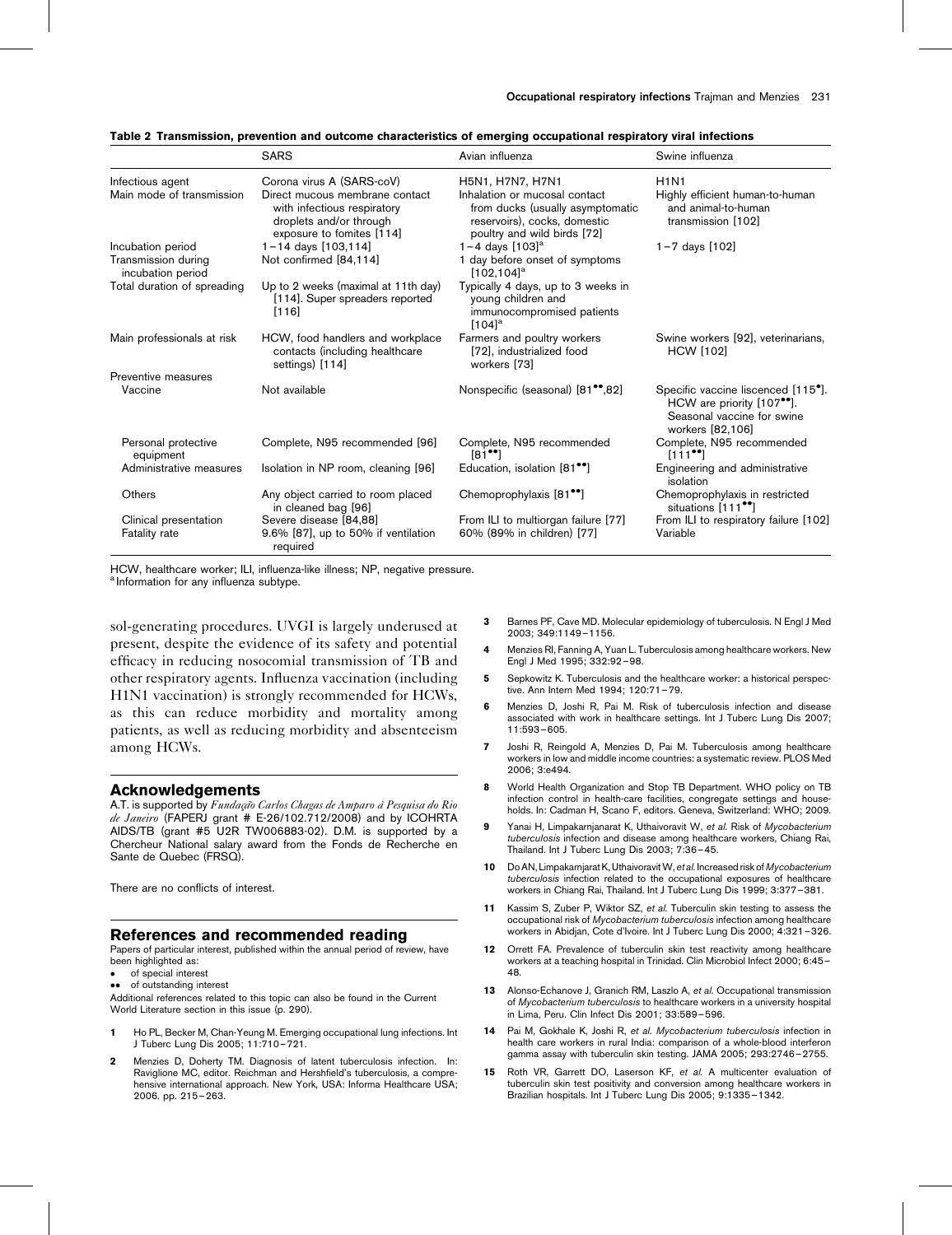**Table 2 Transmission, prevention and outcome characteristics of emerging occupational respiratory viral infections**

| | SARS | Avian influenza | Swine influenza |
|---|---|---|---|
| Infectious agent | Corona virus A (SARS-coV) | H5N1, H7N7, H7N1 | H1N1 |
| Main mode of transmission | Direct mucous membrane contact with infectious respiratory droplets and/or through exposure to fomites [114] | Inhalation or mucosal contact from ducks (usually asymptomatic reservoirs), cocks, domestic poultry and wild birds [72] | Highly efficient human-to-human and animal-to-human transmission [102] |
| Incubation period | 1–14 days [103,114] | 1–4 days [103][a] | 1–7 days [102] |
| Transmission during incubation period | Not confirmed [84,114] | 1 day before onset of symptoms [102,104][a] | |
| Total duration of spreading | Up to 2 weeks (maximal at 11th day) [114]. Super spreaders reported [116] | Typically 4 days, up to 3 weeks in young children and immunocompromised patients [104][a] | |
| Main professionals at risk | HCW, food handlers and workplace contacts (including healthcare settings) [114] | Farmers and poultry workers [72], industrialized food workers [73] | Swine workers [92], veterinarians, HCW [102] |
| Preventive measures | | | |
| Vaccine | Not available | Nonspecific (seasonal) [81••,82] | Specific vaccine liscenced [115•]. HCW are priority [107••]. Seasonal vaccine for swine workers [82,106] |
| Personal protective equipment | Complete, N95 recommended [96] | Complete, N95 recommended [81••] | Complete, N95 recommended [111••] |
| Administrative measures | Isolation in NP room, cleaning [96] | Education, isolation [81••] | Engineering and administrative isolation |
| Others | Any object carried to room placed in cleaned bag [96] | Chemoprophylaxis [81••] | Chemoprophylaxis in restricted situations [111••] |
| Clinical presentation | Severe disease [84,88] | From ILI to multiorgan failure [77] | From ILI to respiratory failure [102] |
| Fatality rate | 9.6% [87], up to 50% if ventilation required | 60% (89% in children) [77] | Variable |

HCW, healthcare worker; ILI, influenza-like illness; NP, negative pressure.
[a] Information for any influenza subtype.

sol-generating procedures. UVGI is largely underused at present, despite the evidence of its safety and potential efficacy in reducing nosocomial transmission of TB and other respiratory agents. Influenza vaccination (including H1N1 vaccination) is strongly recommended for HCWs, as this can reduce morbidity and mortality among patients, as well as reducing morbidity and absenteeism among HCWs.

## Acknowledgements

A.T. is supported by *Fundação Carlos Chagas de Amparo à Pesquisa do Rio de Janeiro* (FAPERJ grant # E-26/102.712/2008) and by ICOHRTA AIDS/TB (grant #5 U2R TW006883-02). D.M. is supported by a Chercheur National salary award from the Fonds de Recherche en Sante de Quebec (FRSQ).

There are no conflicts of interest.

## References and recommended reading

Papers of particular interest, published within the annual period of review, have been highlighted as:

- • of special interest
- •• of outstanding interest

Additional references related to this topic can also be found in the Current World Literature section in this issue (p. 290).

1. Ho PL, Becker M, Chan-Yeung M. Emerging occupational lung infections. Int J Tuberc Lung Dis 2005; 11:710–721.
2. Menzies D, Doherty TM. Diagnosis of latent tuberculosis infection. In: Raviglione MC, editor. Reichman and Hershfield's tuberculosis, a comprehensive international approach. New York, USA: Informa Healthcare USA; 2006. pp. 215–263.
3. Barnes PF, Cave MD. Molecular epidemiology of tuberculosis. N Engl J Med 2003; 349:1149–1156.
4. Menzies RI, Fanning A, Yuan L. Tuberculosis among healthcare workers. New Engl J Med 1995; 332:92–98.
5. Sepkowitz K. Tuberculosis and the healthcare worker: a historical perspective. Ann Intern Med 1994; 120:71–79.
6. Menzies D, Joshi R, Pai M. Risk of tuberculosis infection and disease associated with work in healthcare settings. Int J Tuberc Lung Dis 2007; 11:593–605.
7. Joshi R, Reingold A, Menzies D, Pai M. Tuberculosis among healthcare workers in low and middle income countries: a systematic review. PLOS Med 2006; 3:e494.
8. World Health Organization and Stop TB Department. WHO policy on TB infection control in health-care facilities, congregate settings and households. In: Cadman H, Scano F, editors. Geneva, Switzerland: WHO; 2009.
9. Yanai H, Limpakarnjanarat K, Uthaivoravit W, *et al.* Risk of *Mycobacterium tuberculosis* infection and disease among healthcare workers, Chiang Rai, Thailand. Int J Tuberc Lung Dis 2003; 7:36–45.
10. Do AN, Limpakarnjarat K, Uthaivoravit W, *et al.* Increased risk of *Mycobacterium tuberculosis* infection related to the occupational exposures of healthcare workers in Chiang Rai, Thailand. Int J Tuberc Lung Dis 1999; 3:377–381.
11. Kassim S, Zuber P, Wiktor SZ, *et al.* Tuberculin skin testing to assess the occupational risk of *Mycobacterium tuberculosis* infection among healthcare workers in Abidjan, Cote d'Ivoire. Int J Tuberc Lung Dis 2000; 4:321–326.
12. Orrett FA. Prevalence of tuberculin skin test reactivity among healthcare workers at a teaching hospital in Trinidad. Clin Microbiol Infect 2000; 6:45–48.
13. Alonso-Echanove J, Granich RM, Laszlo A, *et al.* Occupational transmission of *Mycobacterium tuberculosis* to healthcare workers in a university hospital in Lima, Peru. Clin Infect Dis 2001; 33:589–596.
14. Pai M, Gokhale K, Joshi R, *et al. Mycobacterium tuberculosis* infection in health care workers in rural India: comparison of a whole-blood interferon gamma assay with tuberculin skin testing. JAMA 2005; 293:2746–2755.
15. Roth VR, Garrett DO, Laserson KF, *et al.* A multicenter evaluation of tuberculin skin test positivity and conversion among healthcare workers in Brazilian hospitals. Int J Tuberc Lung Dis 2005; 9:1335–1342.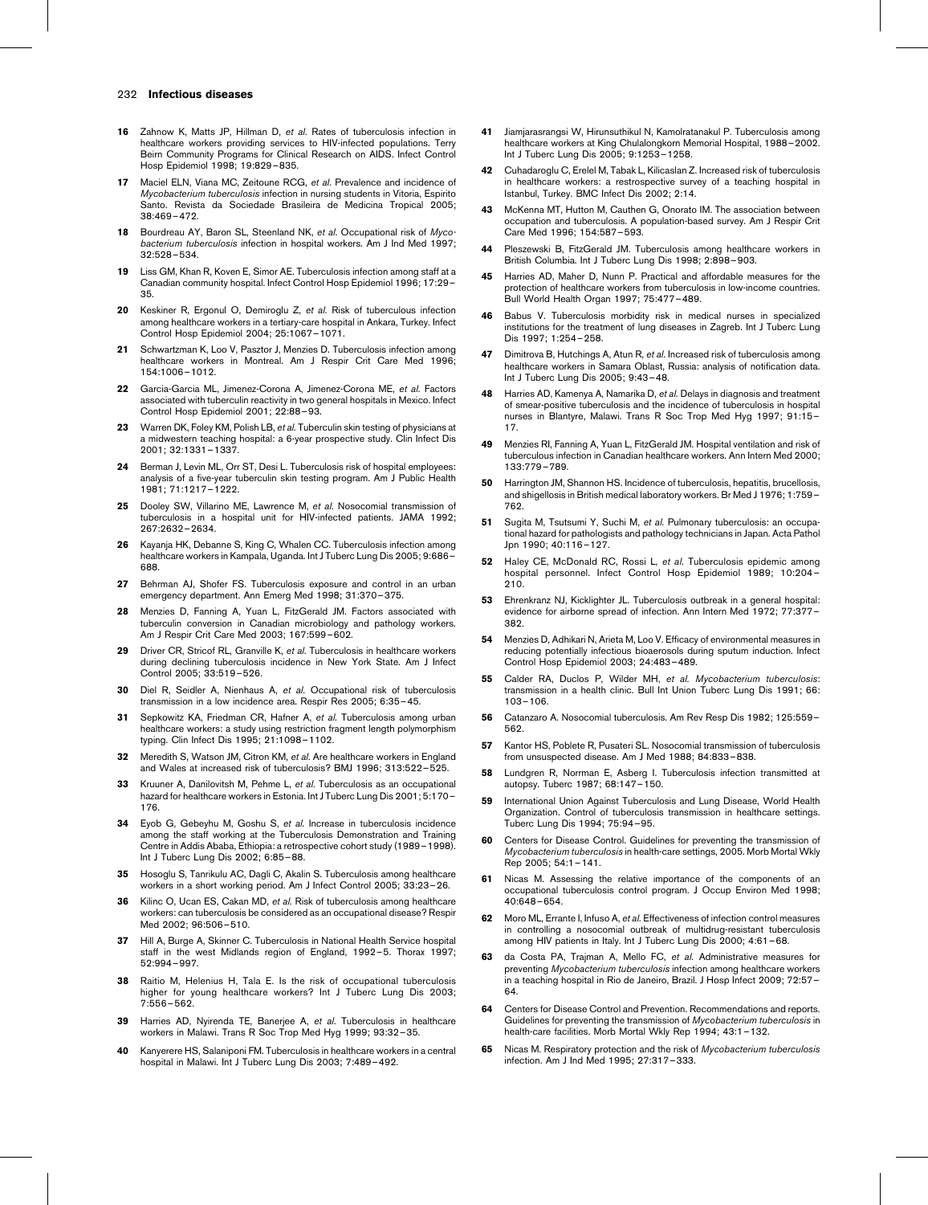16 Zahnow K, Matts JP, Hillman D, *et al.* Rates of tuberculosis infection in healthcare workers providing services to HIV-infected populations. Terry Beirn Community Programs for Clinical Research on AIDS. Infect Control Hosp Epidemiol 1998; 19:829–835.

17 Maciel ELN, Viana MC, Zeitoune RCG, *et al.* Prevalence and incidence of *Mycobacterium tuberculosis* infection in nursing students in Vitoria, Espirito Santo. Revista da Sociedade Brasileira de Medicina Tropical 2005; 38:469–472.

18 Bourdreau AY, Baron SL, Steenland NK, *et al.* Occupational risk of *Mycobacterium tuberculosis* infection in hospital workers. Am J Ind Med 1997; 32:528–534.

19 Liss GM, Khan R, Koven E, Simor AE. Tuberculosis infection among staff at a Canadian community hospital. Infect Control Hosp Epidemiol 1996; 17:29–35.

20 Keskiner R, Ergonul O, Demiroglu Z, *et al.* Risk of tuberculous infection among healthcare workers in a tertiary-care hospital in Ankara, Turkey. Infect Control Hosp Epidemiol 2004; 25:1067–1071.

21 Schwartzman K, Loo V, Pasztor J, Menzies D. Tuberculosis infection among healthcare workers in Montreal. Am J Respir Crit Care Med 1996; 154:1006–1012.

22 Garcia-Garcia ML, Jimenez-Corona A, Jimenez-Corona ME, *et al.* Factors associated with tuberculin reactivity in two general hospitals in Mexico. Infect Control Hosp Epidemiol 2001; 22:88–93.

23 Warren DK, Foley KM, Polish LB, *et al.* Tuberculin skin testing of physicians at a midwestern teaching hospital: a 6-year prospective study. Clin Infect Dis 2001; 32:1331–1337.

24 Berman J, Levin ML, Orr ST, Desi L. Tuberculosis risk of hospital employees: analysis of a five-year tuberculin skin testing program. Am J Public Health 1981; 71:1217–1222.

25 Dooley SW, Villarino ME, Lawrence M, *et al.* Nosocomial transmission of tuberculosis in a hospital unit for HIV-infected patients. JAMA 1992; 267:2632–2634.

26 Kayanja HK, Debanne S, King C, Whalen CC. Tuberculosis infection among healthcare workers in Kampala, Uganda. Int J Tuberc Lung Dis 2005; 9:686–688.

27 Behrman AJ, Shofer FS. Tuberculosis exposure and control in an urban emergency department. Ann Emerg Med 1998; 31:370–375.

28 Menzies D, Fanning A, Yuan L, FitzGerald JM. Factors associated with tuberculin conversion in Canadian microbiology and pathology workers. Am J Respir Crit Care Med 2003; 167:599–602.

29 Driver CR, Stricof RL, Granville K, *et al.* Tuberculosis in healthcare workers during declining tuberculosis incidence in New York State. Am J Infect Control 2005; 33:519–526.

30 Diel R, Seidler A, Nienhaus A, *et al.* Occupational risk of tuberculosis transmission in a low incidence area. Respir Res 2005; 6:35–45.

31 Sepkowitz KA, Friedman CR, Hafner A, *et al.* Tuberculosis among urban healthcare workers: a study using restriction fragment length polymorphism typing. Clin Infect Dis 1995; 21:1098–1102.

32 Meredith S, Watson JM, Citron KM, *et al.* Are healthcare workers in England and Wales at increased risk of tuberculosis? BMJ 1996; 313:522–525.

33 Kruuner A, Danilovitsh M, Pehme L, *et al.* Tuberculosis as an occupational hazard for healthcare workers in Estonia. Int J Tuberc Lung Dis 2001; 5:170–176.

34 Eyob G, Gebeyhu M, Goshu S, *et al.* Increase in tuberculosis incidence among the staff working at the Tuberculosis Demonstration and Training Centre in Addis Ababa, Ethiopia: a retrospective cohort study (1989–1998). Int J Tuberc Lung Dis 2002; 6:85–88.

35 Hosoglu S, Tanrikulu AC, Dagli C, Akalin S. Tuberculosis among healthcare workers in a short working period. Am J Infect Control 2005; 33:23–26.

36 Kilinc O, Ucan ES, Cakan MD, *et al.* Risk of tuberculosis among healthcare workers: can tuberculosis be considered as an occupational disease? Respir Med 2002; 96:506–510.

37 Hill A, Burge A, Skinner C. Tuberculosis in National Health Service hospital staff in the west Midlands region of England, 1992–5. Thorax 1997; 52:994–997.

38 Raitio M, Helenius H, Tala E. Is the risk of occupational tuberculosis higher for young healthcare workers? Int J Tuberc Lung Dis 2003; 7:556–562.

39 Harries AD, Nyirenda TE, Banerjee A, *et al.* Tuberculosis in healthcare workers in Malawi. Trans R Soc Trop Med Hyg 1999; 93:32–35.

40 Kanyerere HS, Salaniponi FM. Tuberculosis in healthcare workers in a central hospital in Malawi. Int J Tuberc Lung Dis 2003; 7:489–492.

41 Jiamjarasrangsi W, Hirunsuthikul N, Kamolratanakul P. Tuberculosis among healthcare workers at King Chulalongkorn Memorial Hospital, 1988–2002. Int J Tuberc Lung Dis 2005; 9:1253–1258.

42 Cuhadaroglu C, Erelel M, Tabak L, Kilicaslan Z. Increased risk of tuberculosis in healthcare workers: a restrospective survey of a teaching hospital in Istanbul, Turkey. BMC Infect Dis 2002; 2:14.

43 McKenna MT, Hutton M, Cauthen G, Onorato IM. The association between occupation and tuberculosis. A population-based survey. Am J Respir Crit Care Med 1996; 154:587–593.

44 Pleszewski B, FitzGerald JM. Tuberculosis among healthcare workers in British Columbia. Int J Tuberc Lung Dis 1998; 2:898–903.

45 Harries AD, Maher D, Nunn P. Practical and affordable measures for the protection of healthcare workers from tuberculosis in low-income countries. Bull World Health Organ 1997; 75:477–489.

46 Babus V. Tuberculosis morbidity risk in medical nurses in specialized institutions for the treatment of lung diseases in Zagreb. Int J Tuberc Lung Dis 1997; 1:254–258.

47 Dimitrova B, Hutchings A, Atun R, *et al.* Increased risk of tuberculosis among healthcare workers in Samara Oblast, Russia: analysis of notification data. Int J Tuberc Lung Dis 2005; 9:43–48.

48 Harries AD, Kamenya A, Namarika D, *et al.* Delays in diagnosis and treatment of smear-positive tuberculosis and the incidence of tuberculosis in hospital nurses in Blantyre, Malawi. Trans R Soc Trop Med Hyg 1997; 91:15–17.

49 Menzies RI, Fanning A, Yuan L, FitzGerald JM. Hospital ventilation and risk of tuberculous infection in Canadian healthcare workers. Ann Intern Med 2000; 133:779–789.

50 Harrington JM, Shannon HS. Incidence of tuberculosis, hepatitis, brucellosis, and shigellosis in British medical laboratory workers. Br Med J 1976; 1:759–762.

51 Sugita M, Tsutsumi Y, Suchi M, *et al.* Pulmonary tuberculosis: an occupational hazard for pathologists and pathology technicians in Japan. Acta Pathol Jpn 1990; 40:116–127.

52 Haley CE, McDonald RC, Rossi L, *et al.* Tuberculosis epidemic among hospital personnel. Infect Control Hosp Epidemiol 1989; 10:204–210.

53 Ehrenkranz NJ, Kicklighter JL. Tuberculosis outbreak in a general hospital: evidence for airborne spread of infection. Ann Intern Med 1972; 77:377–382.

54 Menzies D, Adhikari N, Arieta M, Loo V. Efficacy of environmental measures in reducing potentially infectious bioaerosols during sputum induction. Infect Control Hosp Epidemiol 2003; 24:483–489.

55 Calder RA, Duclos P, Wilder MH, *et al.* *Mycobacterium tuberculosis*: transmission in a health clinic. Bull Int Union Tuberc Lung Dis 1991; 66: 103–106.

56 Catanzaro A. Nosocomial tuberculosis. Am Rev Resp Dis 1982; 125:559–562.

57 Kantor HS, Poblete R, Pusateri SL. Nosocomial transmission of tuberculosis from unsuspected disease. Am J Med 1988; 84:833–838.

58 Lundgren R, Norrman E, Asberg I. Tuberculosis infection transmitted at autopsy. Tuberc 1987; 68:147–150.

59 International Union Against Tuberculosis and Lung Disease, World Health Organization. Control of tuberculosis transmission in healthcare settings. Tuberc Lung Dis 1994; 75:94–95.

60 Centers for Disease Control. Guidelines for preventing the transmission of *Mycobacterium tuberculosis* in health-care settings, 2005. Morb Mortal Wkly Rep 2005; 54:1–141.

61 Nicas M. Assessing the relative importance of the components of an occupational tuberculosis control program. J Occup Environ Med 1998; 40:648–654.

62 Moro ML, Errante I, Infuso A, *et al.* Effectiveness of infection control measures in controlling a nosocomial outbreak of multidrug-resistant tuberculosis among HIV patients in Italy. Int J Tuberc Lung Dis 2000; 4:61–68.

63 da Costa PA, Trajman A, Mello FC, *et al.* Administrative measures for preventing *Mycobacterium tuberculosis* infection among healthcare workers in a teaching hospital in Rio de Janeiro, Brazil. J Hosp Infect 2009; 72:57–64.

64 Centers for Disease Control and Prevention. Recommendations and reports. Guidelines for preventing the transmission of *Mycobacterium tuberculosis* in health-care facilities. Morb Mortal Wkly Rep 1994; 43:1–132.

65 Nicas M. Respiratory protection and the risk of *Mycobacterium tuberculosis* infection. Am J Ind Med 1995; 27:317–333.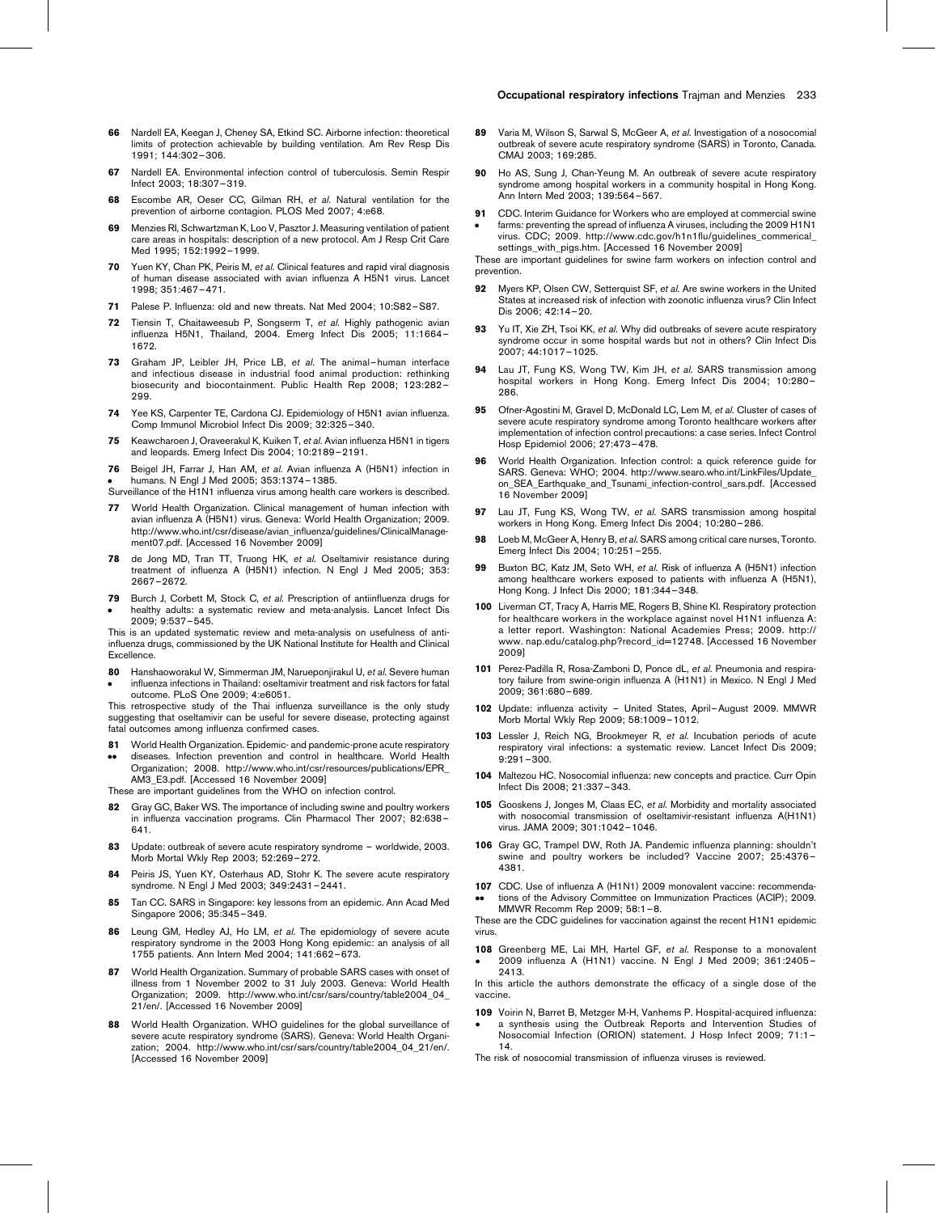66 Nardell EA, Keegan J, Cheney SA, Etkind SC. Airborne infection: theoretical limits of protection achievable by building ventilation. Am Rev Resp Dis 1991; 144:302–306.

67 Nardell EA. Environmental infection control of tuberculosis. Semin Respir Infect 2003; 18:307–319.

68 Escombe AR, Oeser CC, Gilman RH, *et al.* Natural ventilation for the prevention of airborne contagion. PLOS Med 2007; 4:e68.

69 Menzies Rl, Schwartzman K, Loo V, Pasztor J. Measuring ventilation of patient care areas in hospitals: description of a new protocol. Am J Resp Crit Care Med 1995; 152:1992–1999.

70 Yuen KY, Chan PK, Peiris M, *et al.* Clinical features and rapid viral diagnosis of human disease associated with avian influenza A H5N1 virus. Lancet 1998; 351:467–471.

71 Palese P. Influenza: old and new threats. Nat Med 2004; 10:S82–S87.

72 Tiensin T, Chaitaweesub P, Songserm T, *et al.* Highly pathogenic avian influenza H5N1, Thailand, 2004. Emerg Infect Dis 2005; 11:1664–1672.

73 Graham JP, Leibler JH, Price LB, *et al.* The animal–human interface and infectious disease in industrial food animal production: rethinking biosecurity and biocontainment. Public Health Rep 2008; 123:282–299.

74 Yee KS, Carpenter TE, Cardona CJ. Epidemiology of H5N1 avian influenza. Comp Immunol Microbiol Infect Dis 2009; 32:325–340.

75 Keawcharoen J, Oraveerakul K, Kuiken T, *et al.* Avian influenza H5N1 in tigers and leopards. Emerg Infect Dis 2004; 10:2189–2191.

76 • Beigel JH, Farrar J, Han AM, *et al.* Avian influenza A (H5N1) infection in humans. N Engl J Med 2005; 353:1374–1385.
Surveillance of the H1N1 influenza virus among health care workers is described.

77 World Health Organization. Clinical management of human infection with avian influenza A (H5N1) virus. Geneva: World Health Organization; 2009. http://www.who.int/csr/disease/avian_influenza/guidelines/ClinicalManagement07.pdf. [Accessed 16 November 2009]

78 de Jong MD, Tran TT, Truong HK, *et al.* Oseltamivir resistance during treatment of influenza A (H5N1) infection. N Engl J Med 2005; 353: 2667–2672.

79 • Burch J, Corbett M, Stock C, *et al.* Prescription of antiinfluenza drugs for healthy adults: a systematic review and meta-analysis. Lancet Infect Dis 2009; 9:537–545.
This is an updated systematic review and meta-analysis on usefulness of anti-influenza drugs, commissioned by the UK National Institute for Health and Clinical Excellence.

80 • Hanshaoworakul W, Simmerman JM, Narueponjirakul U, *et al.* Severe human influenza infections in Thailand: oseltamivir treatment and risk factors for fatal outcome. PLoS One 2009; 4:e6051.
This retrospective study of the Thai influenza surveillance is the only study suggesting that oseltamivir can be useful for severe disease, protecting against fatal outcomes among influenza confirmed cases.

81 •• World Health Organization. Epidemic- and pandemic-prone acute respiratory diseases. Infection prevention and control in healthcare. World Health Organization; 2008. http://www.who.int/csr/resources/publications/EPR_AM3_E3.pdf. [Accessed 16 November 2009]
These are important guidelines from the WHO on infection control.

82 Gray GC, Baker WS. The importance of including swine and poultry workers in influenza vaccination programs. Clin Pharmacol Ther 2007; 82:638–641.

83 Update: outbreak of severe acute respiratory syndrome – worldwide, 2003. Morb Mortal Wkly Rep 2003; 52:269–272.

84 Peiris JS, Yuen KY, Osterhaus AD, Stohr K. The severe acute respiratory syndrome. N Engl J Med 2003; 349:2431–2441.

85 Tan CC. SARS in Singapore: key lessons from an epidemic. Ann Acad Med Singapore 2006; 35:345–349.

86 Leung GM, Hedley AJ, Ho LM, *et al.* The epidemiology of severe acute respiratory syndrome in the 2003 Hong Kong epidemic: an analysis of all 1755 patients. Ann Intern Med 2004; 141:662–673.

87 World Health Organization. Summary of probable SARS cases with onset of illness from 1 November 2002 to 31 July 2003. Geneva: World Health Organization; 2009. http://www.who.int/csr/sars/country/table2004_04_21/en/. [Accessed 16 November 2009]

88 World Health Organization. WHO guidelines for the global surveillance of severe acute respiratory syndrome (SARS). Geneva: World Health Organization; 2004. http://www.who.int/csr/sars/country/table2004_04_21/en/. [Accessed 16 November 2009]

89 Varia M, Wilson S, Sarwal S, McGeer A, *et al.* Investigation of a nosocomial outbreak of severe acute respiratory syndrome (SARS) in Toronto, Canada. CMAJ 2003; 169:285.

90 Ho AS, Sung J, Chan-Yeung M. An outbreak of severe acute respiratory syndrome among hospital workers in a community hospital in Hong Kong. Ann Intern Med 2003; 139:564–567.

91 • CDC. Interim Guidance for Workers who are employed at commercial swine farms: preventing the spread of influenza A viruses, including the 2009 H1N1 virus. CDC; 2009. http://www.cdc.gov/h1n1flu/guidelines_commerical_settings_with_pigs.htm. [Accessed 16 November 2009]
These are important guidelines for swine farm workers on infection control and prevention.

92 Myers KP, Olsen CW, Setterquist SF, *et al.* Are swine workers in the United States at increased risk of infection with zoonotic influenza virus? Clin Infect Dis 2006; 42:14–20.

93 Yu IT, Xie ZH, Tsoi KK, *et al.* Why did outbreaks of severe acute respiratory syndrome occur in some hospital wards but not in others? Clin Infect Dis 2007; 44:1017–1025.

94 Lau JT, Fung KS, Wong TW, Kim JH, *et al.* SARS transmission among hospital workers in Hong Kong. Emerg Infect Dis 2004; 10:280–286.

95 Ofner-Agostini M, Gravel D, McDonald LC, Lem M, *et al.* Cluster of cases of severe acute respiratory syndrome among Toronto healthcare workers after implementation of infection control precautions: a case series. Infect Control Hosp Epidemiol 2006; 27:473–478.

96 World Health Organization. Infection control: a quick reference guide for SARS. Geneva: WHO; 2004. http://www.searo.who.int/LinkFiles/Update_on_SEA_Earthquake_and_Tsunami_infection-control_sars.pdf. [Accessed 16 November 2009]

97 Lau JT, Fung KS, Wong TW, *et al.* SARS transmission among hospital workers in Hong Kong. Emerg Infect Dis 2004; 10:280–286.

98 Loeb M, McGeer A, Henry B, *et al.* SARS among critical care nurses, Toronto. Emerg Infect Dis 2004; 10:251–255.

99 Buxton BC, Katz JM, Seto WH, *et al.* Risk of influenza A (H5N1) infection among healthcare workers exposed to patients with influenza A (H5N1), Hong Kong. J Infect Dis 2000; 181:344–348.

100 Liverman CT, Tracy A, Harris ME, Rogers B, Shine KI. Respiratory protection for healthcare workers in the workplace against novel H1N1 influenza A: a letter report. Washington: National Academies Press; 2009. http://www.nap.edu/catalog.php?record_id=12748. [Accessed 16 November 2009]

101 Perez-Padilla R, Rosa-Zamboni D, Ponce dL, *et al.* Pneumonia and respiratory failure from swine-origin influenza A (H1N1) in Mexico. N Engl J Med 2009; 361:680–689.

102 Update: influenza activity – United States, April–August 2009. MMWR Morb Mortal Wkly Rep 2009; 58:1009–1012.

103 Lessler J, Reich NG, Brookmeyer R, *et al.* Incubation periods of acute respiratory viral infections: a systematic review. Lancet Infect Dis 2009; 9:291–300.

104 Maltezou HC. Nosocomial influenza: new concepts and practice. Curr Opin Infect Dis 2008; 21:337–343.

105 Gooskens J, Jonges M, Claas EC, *et al.* Morbidity and mortality associated with nosocomial transmission of oseltamivir-resistant influenza A(H1N1) virus. JAMA 2009; 301:1042–1046.

106 Gray GC, Trampel DW, Roth JA. Pandemic influenza planning: shouldn't swine and poultry workers be included? Vaccine 2007; 25:4376–4381.

107 •• CDC. Use of influenza A (H1N1) 2009 monovalent vaccine: recommendations of the Advisory Committee on Immunization Practices (ACIP); 2009. MMWR Recomm Rep 2009; 58:1–8.
These are the CDC guidelines for vaccination against the recent H1N1 epidemic virus.

108 • Greenberg ME, Lai MH, Hartel GF, *et al.* Response to a monovalent 2009 influenza A (H1N1) vaccine. N Engl J Med 2009; 361:2405–2413.
In this article the authors demonstrate the efficacy of a single dose of the vaccine.

109 • Voirin N, Barret B, Metzger M-H, Vanhems P. Hospital-acquired influenza: a synthesis using the Outbreak Reports and Intervention Studies of Nosocomial Infection (ORION) statement. J Hosp Infect 2009; 71:1–14.
The risk of nosocomial transmission of influenza viruses is reviewed.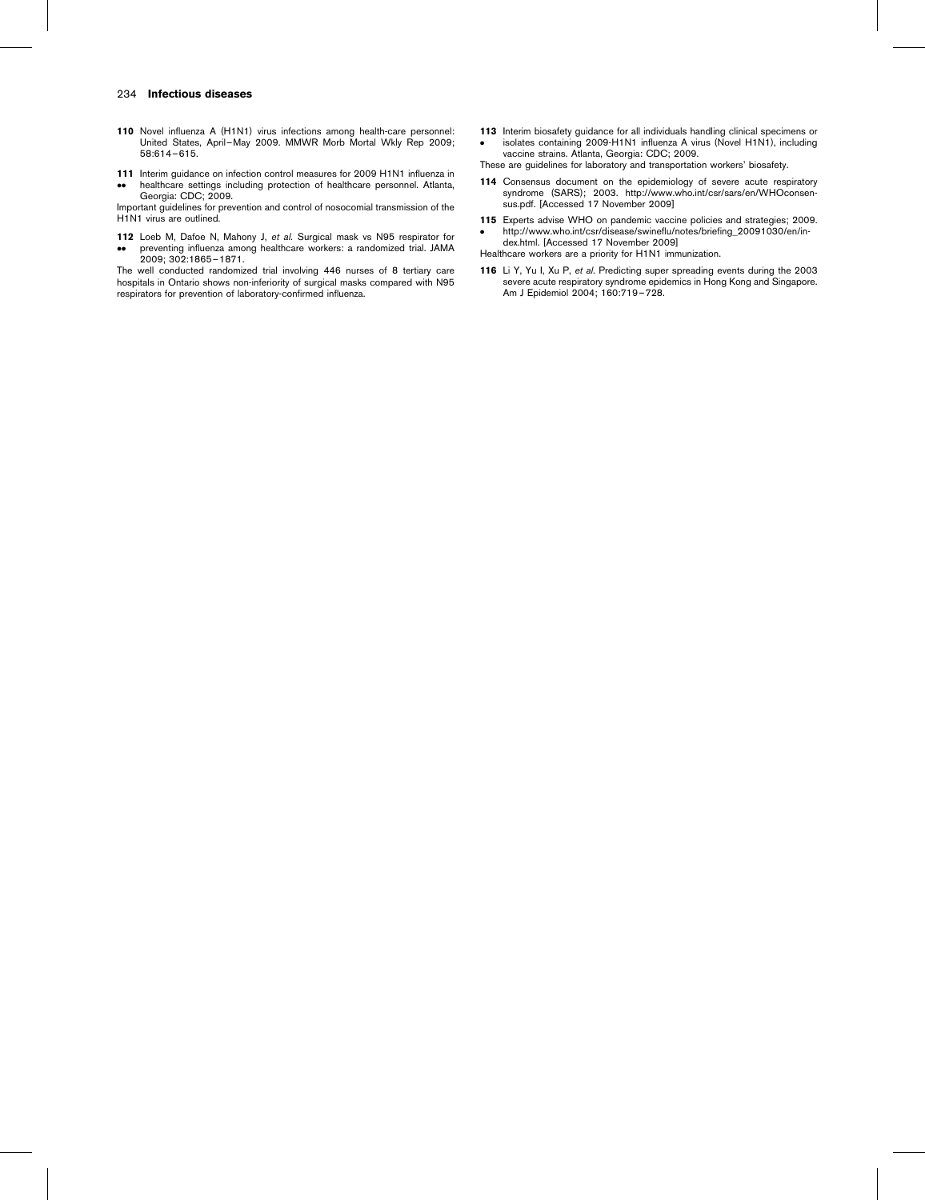**110** Novel influenza A (H1N1) virus infections among health-care personnel: United States, April–May 2009. MMWR Morb Mortal Wkly Rep 2009; 58:614–615.

**111** •• Interim guidance on infection control measures for 2009 H1N1 influenza in healthcare settings including protection of healthcare personnel. Atlanta, Georgia: CDC; 2009.

Important guidelines for prevention and control of nosocomial transmission of the H1N1 virus are outlined.

**112** •• Loeb M, Dafoe N, Mahony J, *et al.* Surgical mask vs N95 respirator for preventing influenza among healthcare workers: a randomized trial. JAMA 2009; 302:1865–1871.

The well conducted randomized trial involving 446 nurses of 8 tertiary care hospitals in Ontario shows non-inferiority of surgical masks compared with N95 respirators for prevention of laboratory-confirmed influenza.

**113** • Interim biosafety guidance for all individuals handling clinical specimens or isolates containing 2009-H1N1 influenza A virus (Novel H1N1), including vaccine strains. Atlanta, Georgia: CDC; 2009.

These are guidelines for laboratory and transportation workers' biosafety.

**114** Consensus document on the epidemiology of severe acute respiratory syndrome (SARS); 2003. http://www.who.int/csr/sars/en/WHOconsensus.pdf. [Accessed 17 November 2009]

**115** • Experts advise WHO on pandemic vaccine policies and strategies; 2009. http://www.who.int/csr/disease/swineflu/notes/briefing_20091030/en/index.html. [Accessed 17 November 2009]

Healthcare workers are a priority for H1N1 immunization.

**116** Li Y, Yu I, Xu P, *et al.* Predicting super spreading events during the 2003 severe acute respiratory syndrome epidemics in Hong Kong and Singapore. Am J Epidemiol 2004; 160:719–728.